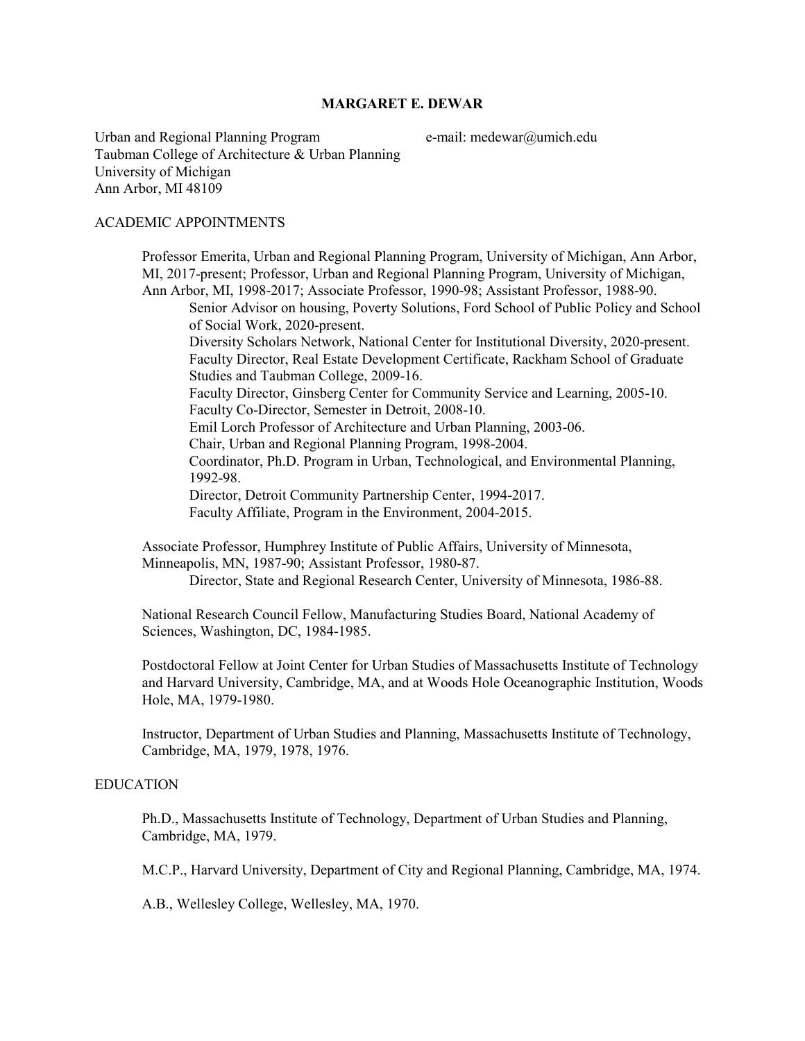# MARGARET E. DEWAR

Urban and Regional Planning Program
Taubman College of Architecture & Urban Planning
University of Michigan
Ann Arbor, MI 48109

e-mail: medewar@umich.edu

## ACADEMIC APPOINTMENTS

Professor Emerita, Urban and Regional Planning Program, University of Michigan, Ann Arbor, MI, 2017-present; Professor, Urban and Regional Planning Program, University of Michigan, Ann Arbor, MI, 1998-2017; Associate Professor, 1990-98; Assistant Professor, 1988-90.

- Senior Advisor on housing, Poverty Solutions, Ford School of Public Policy and School of Social Work, 2020-present.
- Diversity Scholars Network, National Center for Institutional Diversity, 2020-present.
- Faculty Director, Real Estate Development Certificate, Rackham School of Graduate Studies and Taubman College, 2009-16.
- Faculty Director, Ginsberg Center for Community Service and Learning, 2005-10.
- Faculty Co-Director, Semester in Detroit, 2008-10.
- Emil Lorch Professor of Architecture and Urban Planning, 2003-06.
- Chair, Urban and Regional Planning Program, 1998-2004.
- Coordinator, Ph.D. Program in Urban, Technological, and Environmental Planning, 1992-98.
- Director, Detroit Community Partnership Center, 1994-2017.
- Faculty Affiliate, Program in the Environment, 2004-2015.

Associate Professor, Humphrey Institute of Public Affairs, University of Minnesota, Minneapolis, MN, 1987-90; Assistant Professor, 1980-87.

- Director, State and Regional Research Center, University of Minnesota, 1986-88.

National Research Council Fellow, Manufacturing Studies Board, National Academy of Sciences, Washington, DC, 1984-1985.

Postdoctoral Fellow at Joint Center for Urban Studies of Massachusetts Institute of Technology and Harvard University, Cambridge, MA, and at Woods Hole Oceanographic Institution, Woods Hole, MA, 1979-1980.

Instructor, Department of Urban Studies and Planning, Massachusetts Institute of Technology, Cambridge, MA, 1979, 1978, 1976.

## EDUCATION

Ph.D., Massachusetts Institute of Technology, Department of Urban Studies and Planning, Cambridge, MA, 1979.

M.C.P., Harvard University, Department of City and Regional Planning, Cambridge, MA, 1974.

A.B., Wellesley College, Wellesley, MA, 1970.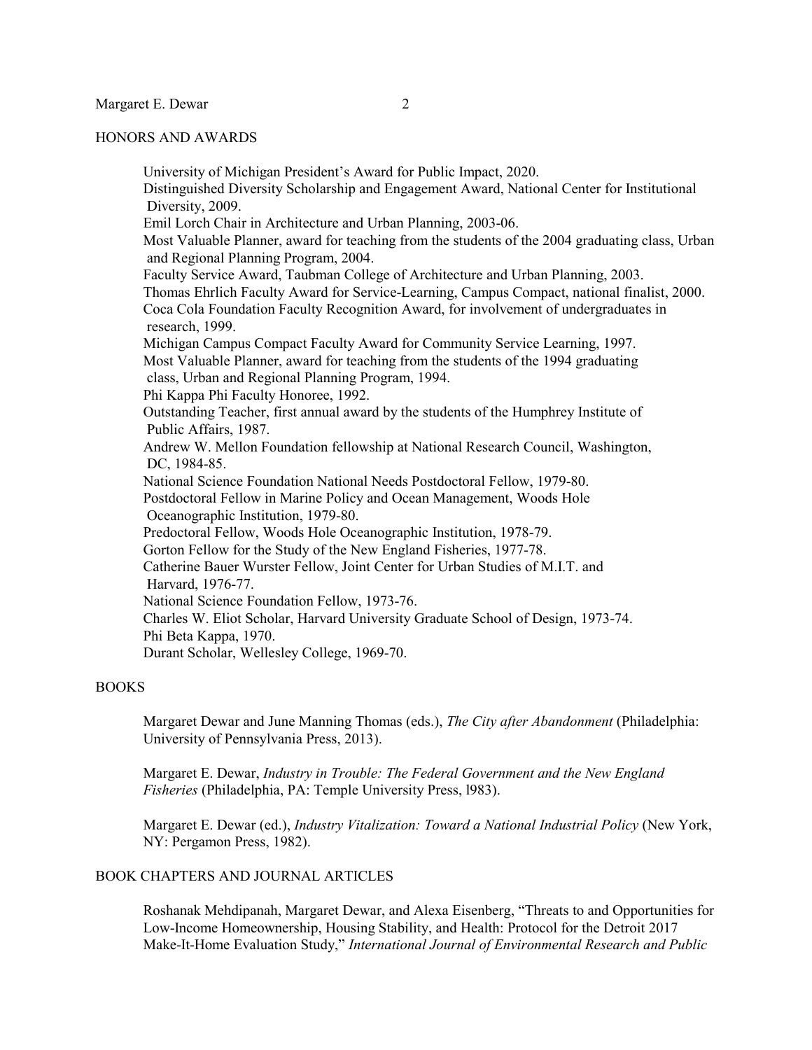## HONORS AND AWARDS

University of Michigan President's Award for Public Impact, 2020.
Distinguished Diversity Scholarship and Engagement Award, National Center for Institutional Diversity, 2009.
Emil Lorch Chair in Architecture and Urban Planning, 2003-06.
Most Valuable Planner, award for teaching from the students of the 2004 graduating class, Urban and Regional Planning Program, 2004.
Faculty Service Award, Taubman College of Architecture and Urban Planning, 2003.
Thomas Ehrlich Faculty Award for Service-Learning, Campus Compact, national finalist, 2000.
Coca Cola Foundation Faculty Recognition Award, for involvement of undergraduates in research, 1999.
Michigan Campus Compact Faculty Award for Community Service Learning, 1997.
Most Valuable Planner, award for teaching from the students of the 1994 graduating class, Urban and Regional Planning Program, 1994.
Phi Kappa Phi Faculty Honoree, 1992.
Outstanding Teacher, first annual award by the students of the Humphrey Institute of Public Affairs, 1987.
Andrew W. Mellon Foundation fellowship at National Research Council, Washington, DC, 1984-85.
National Science Foundation National Needs Postdoctoral Fellow, 1979-80.
Postdoctoral Fellow in Marine Policy and Ocean Management, Woods Hole Oceanographic Institution, 1979-80.
Predoctoral Fellow, Woods Hole Oceanographic Institution, 1978-79.
Gorton Fellow for the Study of the New England Fisheries, 1977-78.
Catherine Bauer Wurster Fellow, Joint Center for Urban Studies of M.I.T. and Harvard, 1976-77.
National Science Foundation Fellow, 1973-76.
Charles W. Eliot Scholar, Harvard University Graduate School of Design, 1973-74.
Phi Beta Kappa, 1970.
Durant Scholar, Wellesley College, 1969-70.

## BOOKS

Margaret Dewar and June Manning Thomas (eds.), *The City after Abandonment* (Philadelphia: University of Pennsylvania Press, 2013).

Margaret E. Dewar, *Industry in Trouble: The Federal Government and the New England Fisheries* (Philadelphia, PA: Temple University Press, l983).

Margaret E. Dewar (ed.), *Industry Vitalization: Toward a National Industrial Policy* (New York, NY: Pergamon Press, 1982).

## BOOK CHAPTERS AND JOURNAL ARTICLES

Roshanak Mehdipanah, Margaret Dewar, and Alexa Eisenberg, "Threats to and Opportunities for Low-Income Homeownership, Housing Stability, and Health: Protocol for the Detroit 2017 Make-It-Home Evaluation Study," *International Journal of Environmental Research and Public*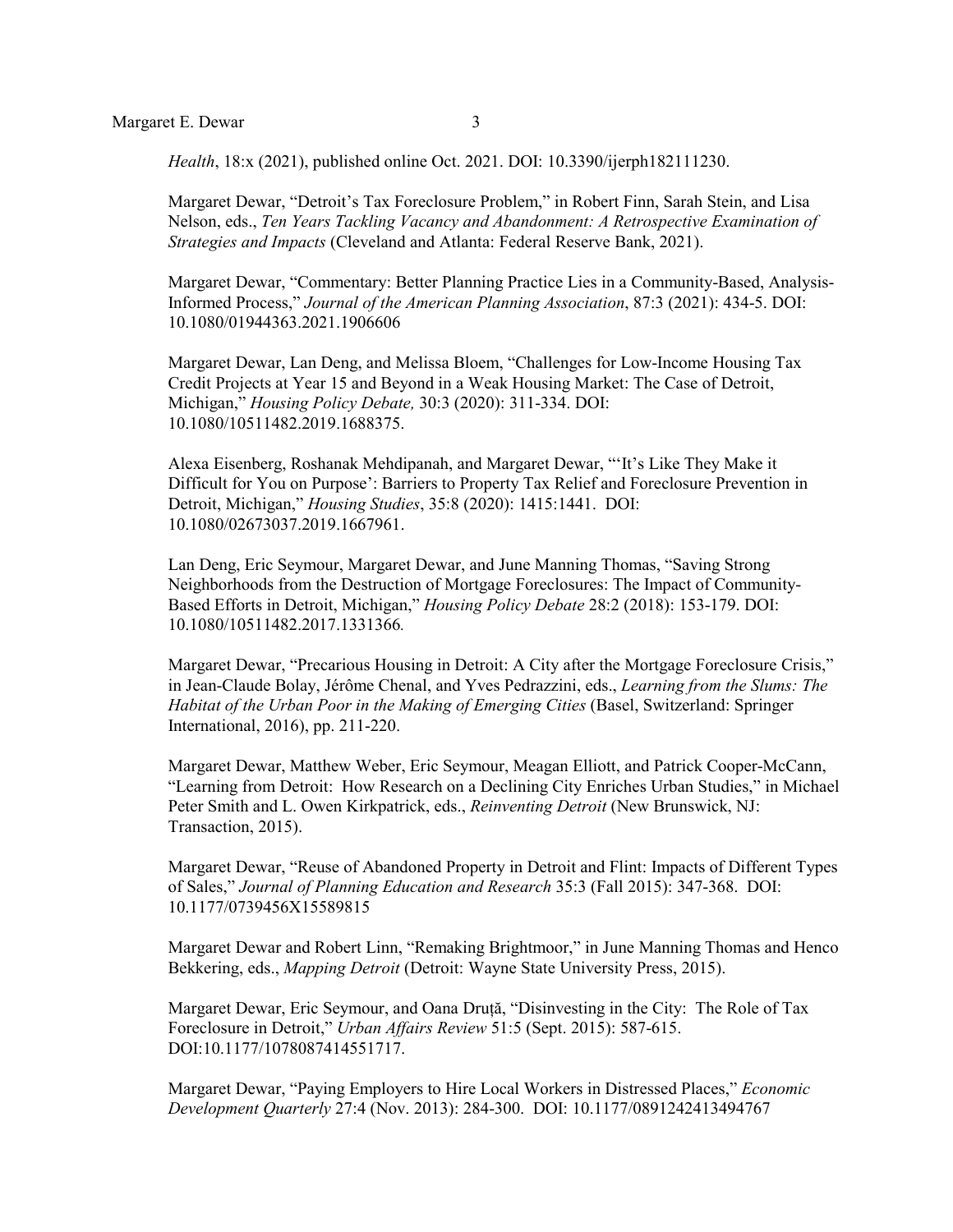*Health*, 18:x (2021), published online Oct. 2021. DOI: 10.3390/ijerph182111230.

Margaret Dewar, "Detroit's Tax Foreclosure Problem," in Robert Finn, Sarah Stein, and Lisa Nelson, eds., *Ten Years Tackling Vacancy and Abandonment: A Retrospective Examination of Strategies and Impacts* (Cleveland and Atlanta: Federal Reserve Bank, 2021).

Margaret Dewar, "Commentary: Better Planning Practice Lies in a Community-Based, Analysis-Informed Process," *Journal of the American Planning Association*, 87:3 (2021): 434-5. DOI: 10.1080/01944363.2021.1906606

Margaret Dewar, Lan Deng, and Melissa Bloem, "Challenges for Low-Income Housing Tax Credit Projects at Year 15 and Beyond in a Weak Housing Market: The Case of Detroit, Michigan," *Housing Policy Debate,* 30:3 (2020): 311-334. DOI: 10.1080/10511482.2019.1688375.

Alexa Eisenberg, Roshanak Mehdipanah, and Margaret Dewar, "'It's Like They Make it Difficult for You on Purpose': Barriers to Property Tax Relief and Foreclosure Prevention in Detroit, Michigan," *Housing Studies*, 35:8 (2020): 1415:1441. DOI: 10.1080/02673037.2019.1667961.

Lan Deng, Eric Seymour, Margaret Dewar, and June Manning Thomas, "Saving Strong Neighborhoods from the Destruction of Mortgage Foreclosures: The Impact of Community-Based Efforts in Detroit, Michigan," *Housing Policy Debate* 28:2 (2018): 153-179. DOI: 10.1080/10511482.2017.1331366*.*

Margaret Dewar, "Precarious Housing in Detroit: A City after the Mortgage Foreclosure Crisis," in Jean-Claude Bolay, Jérôme Chenal, and Yves Pedrazzini, eds., *Learning from the Slums: The Habitat of the Urban Poor in the Making of Emerging Cities* (Basel, Switzerland: Springer International, 2016), pp. 211-220.

Margaret Dewar, Matthew Weber, Eric Seymour, Meagan Elliott, and Patrick Cooper-McCann, "Learning from Detroit: How Research on a Declining City Enriches Urban Studies," in Michael Peter Smith and L. Owen Kirkpatrick, eds., *Reinventing Detroit* (New Brunswick, NJ: Transaction, 2015).

Margaret Dewar, "Reuse of Abandoned Property in Detroit and Flint: Impacts of Different Types of Sales," *Journal of Planning Education and Research* 35:3 (Fall 2015): 347-368. DOI: 10.1177/0739456X15589815

Margaret Dewar and Robert Linn, "Remaking Brightmoor," in June Manning Thomas and Henco Bekkering, eds., *Mapping Detroit* (Detroit: Wayne State University Press, 2015).

Margaret Dewar, Eric Seymour, and Oana Druță, "Disinvesting in the City: The Role of Tax Foreclosure in Detroit," *Urban Affairs Review* 51:5 (Sept. 2015): 587-615. DOI:10.1177/1078087414551717.

Margaret Dewar, "Paying Employers to Hire Local Workers in Distressed Places," *Economic Development Quarterly* 27:4 (Nov. 2013): 284-300. DOI: 10.1177/0891242413494767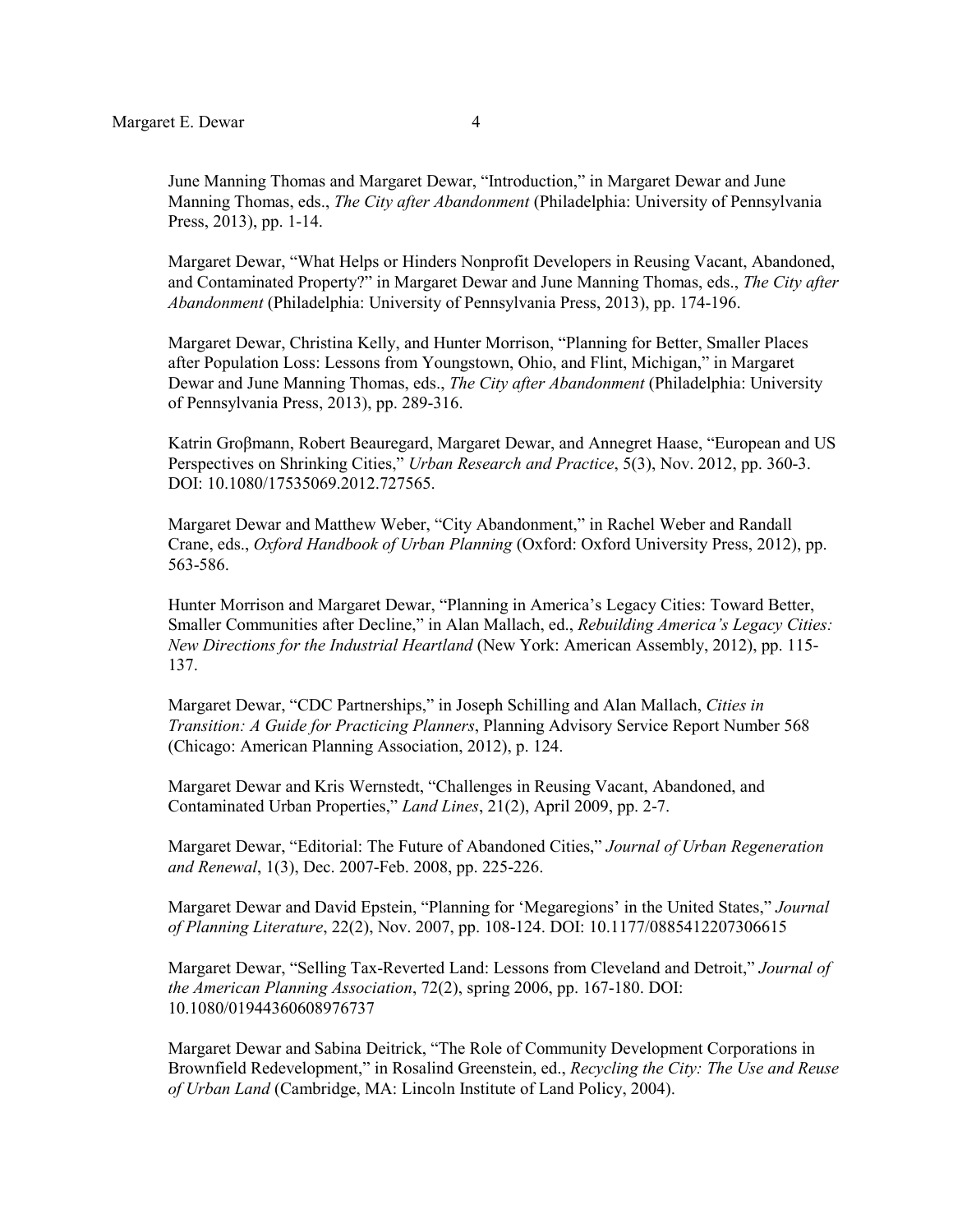June Manning Thomas and Margaret Dewar, "Introduction," in Margaret Dewar and June Manning Thomas, eds., *The City after Abandonment* (Philadelphia: University of Pennsylvania Press, 2013), pp. 1-14.

Margaret Dewar, "What Helps or Hinders Nonprofit Developers in Reusing Vacant, Abandoned, and Contaminated Property?" in Margaret Dewar and June Manning Thomas, eds., *The City after Abandonment* (Philadelphia: University of Pennsylvania Press, 2013), pp. 174-196.

Margaret Dewar, Christina Kelly, and Hunter Morrison, "Planning for Better, Smaller Places after Population Loss: Lessons from Youngstown, Ohio, and Flint, Michigan," in Margaret Dewar and June Manning Thomas, eds., *The City after Abandonment* (Philadelphia: University of Pennsylvania Press, 2013), pp. 289-316.

Katrin Groβmann, Robert Beauregard, Margaret Dewar, and Annegret Haase, "European and US Perspectives on Shrinking Cities," *Urban Research and Practice*, 5(3), Nov. 2012, pp. 360-3. DOI: 10.1080/17535069.2012.727565.

Margaret Dewar and Matthew Weber, "City Abandonment," in Rachel Weber and Randall Crane, eds., *Oxford Handbook of Urban Planning* (Oxford: Oxford University Press, 2012), pp. 563-586.

Hunter Morrison and Margaret Dewar, "Planning in America's Legacy Cities: Toward Better, Smaller Communities after Decline," in Alan Mallach, ed., *Rebuilding America's Legacy Cities: New Directions for the Industrial Heartland* (New York: American Assembly, 2012), pp. 115-137.

Margaret Dewar, "CDC Partnerships," in Joseph Schilling and Alan Mallach, *Cities in Transition: A Guide for Practicing Planners*, Planning Advisory Service Report Number 568 (Chicago: American Planning Association, 2012), p. 124.

Margaret Dewar and Kris Wernstedt, "Challenges in Reusing Vacant, Abandoned, and Contaminated Urban Properties," *Land Lines*, 21(2), April 2009, pp. 2-7.

Margaret Dewar, "Editorial: The Future of Abandoned Cities," *Journal of Urban Regeneration and Renewal*, 1(3), Dec. 2007-Feb. 2008, pp. 225-226.

Margaret Dewar and David Epstein, "Planning for 'Megaregions' in the United States," *Journal of Planning Literature*, 22(2), Nov. 2007, pp. 108-124. DOI: 10.1177/0885412207306615

Margaret Dewar, "Selling Tax-Reverted Land: Lessons from Cleveland and Detroit," *Journal of the American Planning Association*, 72(2), spring 2006, pp. 167-180. DOI: 10.1080/01944360608976737

Margaret Dewar and Sabina Deitrick, "The Role of Community Development Corporations in Brownfield Redevelopment," in Rosalind Greenstein, ed., *Recycling the City: The Use and Reuse of Urban Land* (Cambridge, MA: Lincoln Institute of Land Policy, 2004).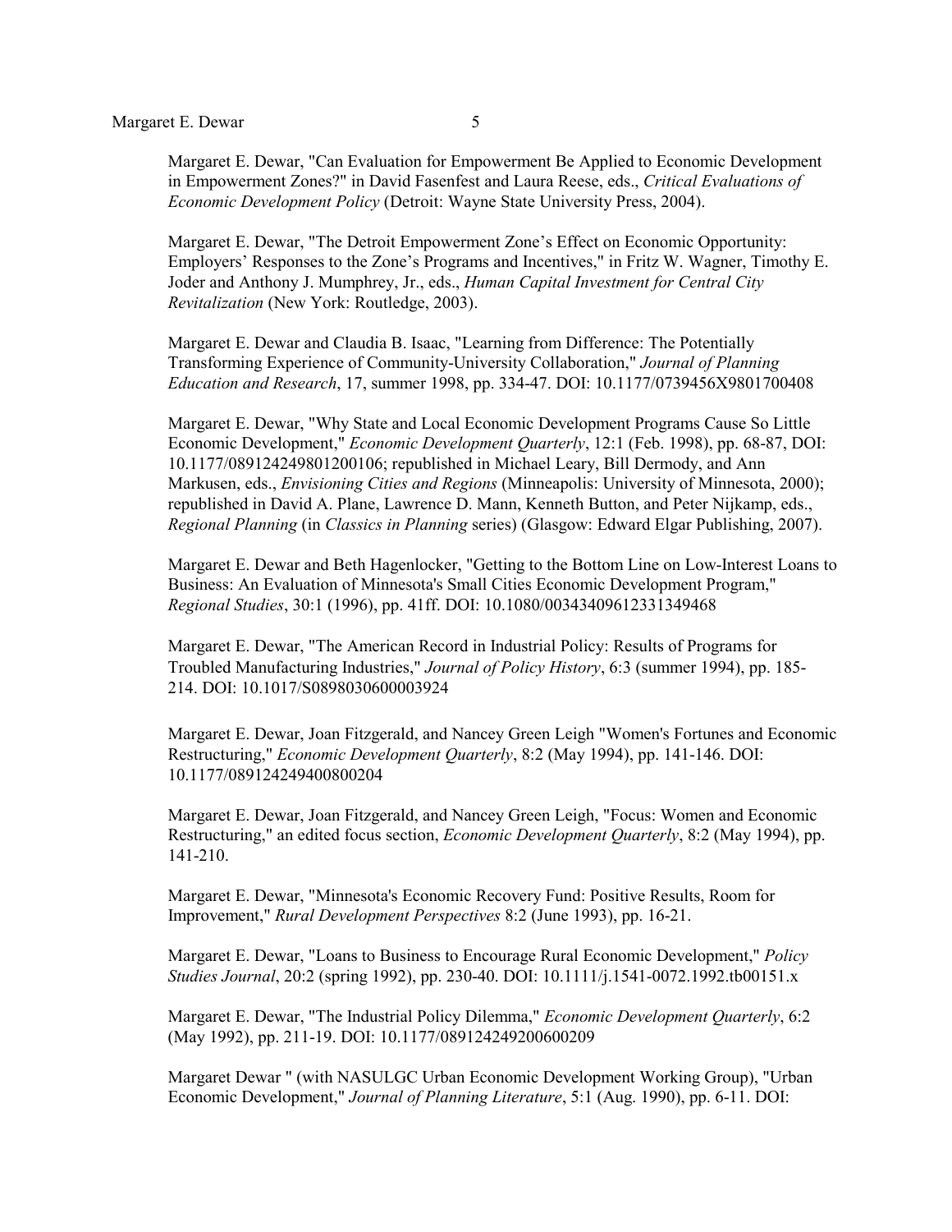Margaret E. Dewar, "Can Evaluation for Empowerment Be Applied to Economic Development in Empowerment Zones?" in David Fasenfest and Laura Reese, eds., *Critical Evaluations of Economic Development Policy* (Detroit: Wayne State University Press, 2004).

Margaret E. Dewar, "The Detroit Empowerment Zone's Effect on Economic Opportunity: Employers' Responses to the Zone's Programs and Incentives," in Fritz W. Wagner, Timothy E. Joder and Anthony J. Mumphrey, Jr., eds., *Human Capital Investment for Central City Revitalization* (New York: Routledge, 2003).

Margaret E. Dewar and Claudia B. Isaac, "Learning from Difference: The Potentially Transforming Experience of Community-University Collaboration," *Journal of Planning Education and Research*, 17, summer 1998, pp. 334-47. DOI: 10.1177/0739456X9801700408

Margaret E. Dewar, "Why State and Local Economic Development Programs Cause So Little Economic Development," *Economic Development Quarterly*, 12:1 (Feb. 1998), pp. 68-87, DOI: 10.1177/089124249801200106; republished in Michael Leary, Bill Dermody, and Ann Markusen, eds., *Envisioning Cities and Regions* (Minneapolis: University of Minnesota, 2000); republished in David A. Plane, Lawrence D. Mann, Kenneth Button, and Peter Nijkamp, eds., *Regional Planning* (in *Classics in Planning* series) (Glasgow: Edward Elgar Publishing, 2007).

Margaret E. Dewar and Beth Hagenlocker, "Getting to the Bottom Line on Low-Interest Loans to Business: An Evaluation of Minnesota's Small Cities Economic Development Program," *Regional Studies*, 30:1 (1996), pp. 41ff. DOI: 10.1080/00343409612331349468

Margaret E. Dewar, "The American Record in Industrial Policy: Results of Programs for Troubled Manufacturing Industries," *Journal of Policy History*, 6:3 (summer 1994), pp. 185-214. DOI: 10.1017/S0898030600003924

Margaret E. Dewar, Joan Fitzgerald, and Nancey Green Leigh "Women's Fortunes and Economic Restructuring," *Economic Development Quarterly*, 8:2 (May 1994), pp. 141-146. DOI: 10.1177/089124249400800204

Margaret E. Dewar, Joan Fitzgerald, and Nancey Green Leigh, "Focus: Women and Economic Restructuring," an edited focus section, *Economic Development Quarterly*, 8:2 (May 1994), pp. 141-210.

Margaret E. Dewar, "Minnesota's Economic Recovery Fund: Positive Results, Room for Improvement," *Rural Development Perspectives* 8:2 (June 1993), pp. 16-21.

Margaret E. Dewar, "Loans to Business to Encourage Rural Economic Development," *Policy Studies Journal*, 20:2 (spring 1992), pp. 230-40. DOI: 10.1111/j.1541-0072.1992.tb00151.x

Margaret E. Dewar, "The Industrial Policy Dilemma," *Economic Development Quarterly*, 6:2 (May 1992), pp. 211-19. DOI: 10.1177/089124249200600209

Margaret Dewar " (with NASULGC Urban Economic Development Working Group), "Urban Economic Development," *Journal of Planning Literature*, 5:1 (Aug. 1990), pp. 6-11. DOI: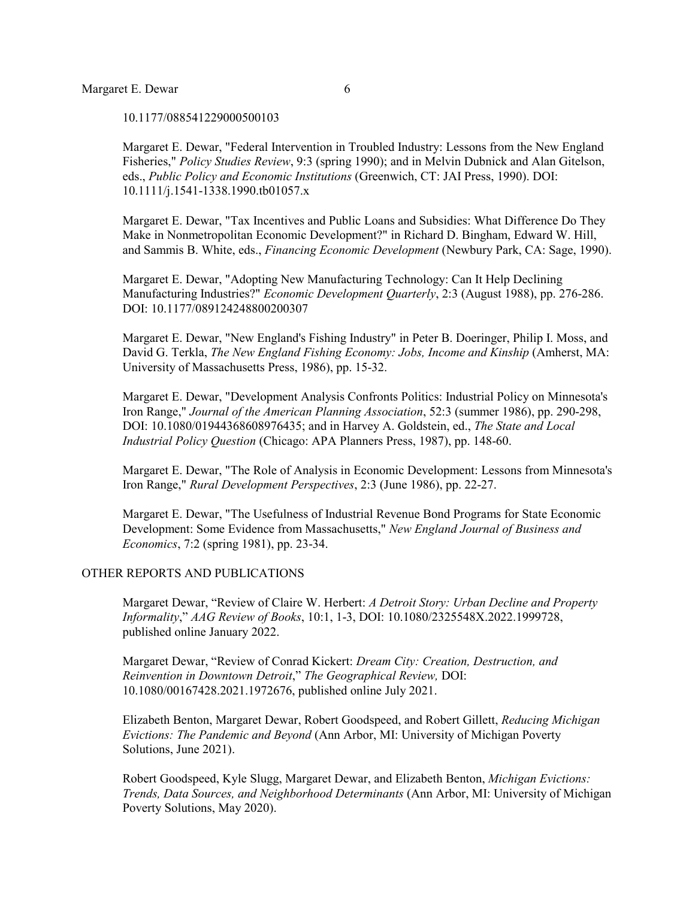10.1177/088541229000500103

Margaret E. Dewar, "Federal Intervention in Troubled Industry: Lessons from the New England Fisheries," *Policy Studies Review*, 9:3 (spring 1990); and in Melvin Dubnick and Alan Gitelson, eds., *Public Policy and Economic Institutions* (Greenwich, CT: JAI Press, 1990). DOI: 10.1111/j.1541-1338.1990.tb01057.x

Margaret E. Dewar, "Tax Incentives and Public Loans and Subsidies: What Difference Do They Make in Nonmetropolitan Economic Development?" in Richard D. Bingham, Edward W. Hill, and Sammis B. White, eds., *Financing Economic Development* (Newbury Park, CA: Sage, 1990).

Margaret E. Dewar, "Adopting New Manufacturing Technology: Can It Help Declining Manufacturing Industries?" *Economic Development Quarterly*, 2:3 (August 1988), pp. 276-286. DOI: 10.1177/089124248800200307

Margaret E. Dewar, "New England's Fishing Industry" in Peter B. Doeringer, Philip I. Moss, and David G. Terkla, *The New England Fishing Economy: Jobs, Income and Kinship* (Amherst, MA: University of Massachusetts Press, 1986), pp. 15-32.

Margaret E. Dewar, "Development Analysis Confronts Politics: Industrial Policy on Minnesota's Iron Range," *Journal of the American Planning Association*, 52:3 (summer 1986), pp. 290-298, DOI: 10.1080/01944368608976435; and in Harvey A. Goldstein, ed., *The State and Local Industrial Policy Question* (Chicago: APA Planners Press, 1987), pp. 148-60.

Margaret E. Dewar, "The Role of Analysis in Economic Development: Lessons from Minnesota's Iron Range," *Rural Development Perspectives*, 2:3 (June 1986), pp. 22-27.

Margaret E. Dewar, "The Usefulness of Industrial Revenue Bond Programs for State Economic Development: Some Evidence from Massachusetts," *New England Journal of Business and Economics*, 7:2 (spring 1981), pp. 23-34.

## OTHER REPORTS AND PUBLICATIONS

Margaret Dewar, "Review of Claire W. Herbert: *A Detroit Story: Urban Decline and Property Informality*," *AAG Review of Books*, 10:1, 1-3, DOI: 10.1080/2325548X.2022.1999728, published online January 2022.

Margaret Dewar, "Review of Conrad Kickert: *Dream City: Creation, Destruction, and Reinvention in Downtown Detroit*," *The Geographical Review,* DOI: 10.1080/00167428.2021.1972676, published online July 2021.

Elizabeth Benton, Margaret Dewar, Robert Goodspeed, and Robert Gillett, *Reducing Michigan Evictions: The Pandemic and Beyond* (Ann Arbor, MI: University of Michigan Poverty Solutions, June 2021).

Robert Goodspeed, Kyle Slugg, Margaret Dewar, and Elizabeth Benton, *Michigan Evictions: Trends, Data Sources, and Neighborhood Determinants* (Ann Arbor, MI: University of Michigan Poverty Solutions, May 2020).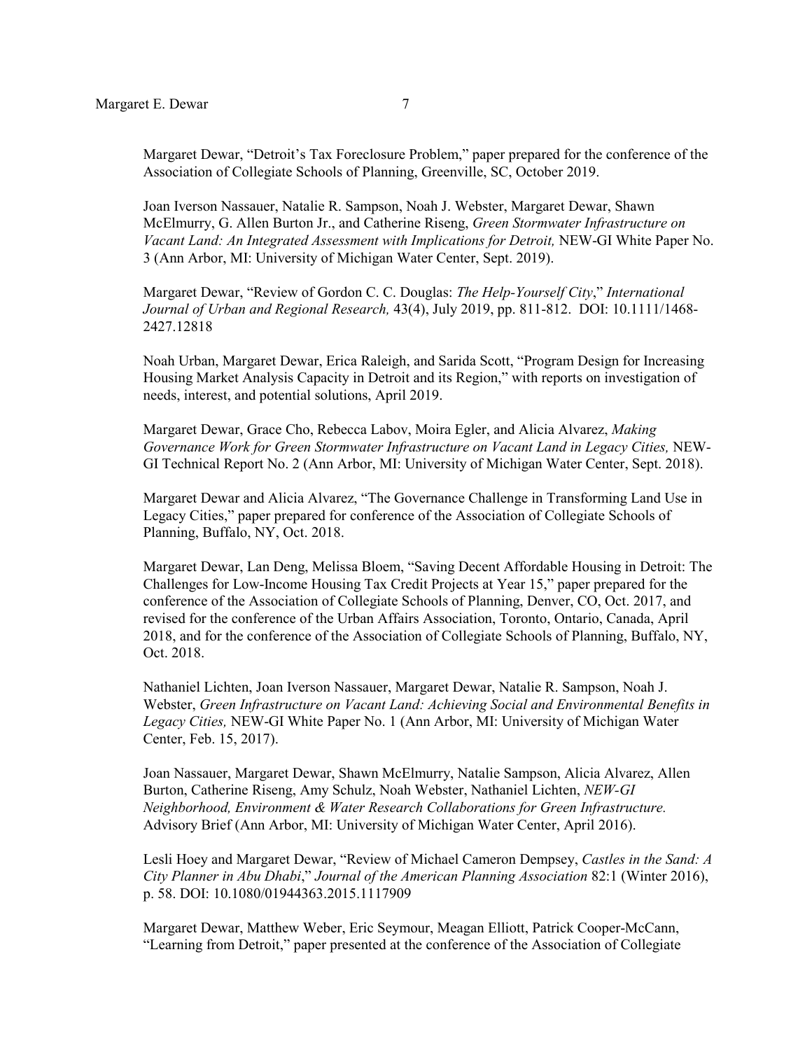Margaret Dewar, "Detroit's Tax Foreclosure Problem," paper prepared for the conference of the Association of Collegiate Schools of Planning, Greenville, SC, October 2019.

Joan Iverson Nassauer, Natalie R. Sampson, Noah J. Webster, Margaret Dewar, Shawn McElmurry, G. Allen Burton Jr., and Catherine Riseng, *Green Stormwater Infrastructure on Vacant Land: An Integrated Assessment with Implications for Detroit,* NEW-GI White Paper No. 3 (Ann Arbor, MI: University of Michigan Water Center, Sept. 2019).

Margaret Dewar, "Review of Gordon C. C. Douglas: *The Help-Yourself City*," *International Journal of Urban and Regional Research,* 43(4), July 2019, pp. 811-812. DOI: 10.1111/1468-2427.12818

Noah Urban, Margaret Dewar, Erica Raleigh, and Sarida Scott, "Program Design for Increasing Housing Market Analysis Capacity in Detroit and its Region," with reports on investigation of needs, interest, and potential solutions, April 2019.

Margaret Dewar, Grace Cho, Rebecca Labov, Moira Egler, and Alicia Alvarez, *Making Governance Work for Green Stormwater Infrastructure on Vacant Land in Legacy Cities,* NEW-GI Technical Report No. 2 (Ann Arbor, MI: University of Michigan Water Center, Sept. 2018).

Margaret Dewar and Alicia Alvarez, "The Governance Challenge in Transforming Land Use in Legacy Cities," paper prepared for conference of the Association of Collegiate Schools of Planning, Buffalo, NY, Oct. 2018.

Margaret Dewar, Lan Deng, Melissa Bloem, "Saving Decent Affordable Housing in Detroit: The Challenges for Low-Income Housing Tax Credit Projects at Year 15," paper prepared for the conference of the Association of Collegiate Schools of Planning, Denver, CO, Oct. 2017, and revised for the conference of the Urban Affairs Association, Toronto, Ontario, Canada, April 2018, and for the conference of the Association of Collegiate Schools of Planning, Buffalo, NY, Oct. 2018.

Nathaniel Lichten, Joan Iverson Nassauer, Margaret Dewar, Natalie R. Sampson, Noah J. Webster, *Green Infrastructure on Vacant Land: Achieving Social and Environmental Benefits in Legacy Cities,* NEW-GI White Paper No. 1 (Ann Arbor, MI: University of Michigan Water Center, Feb. 15, 2017).

Joan Nassauer, Margaret Dewar, Shawn McElmurry, Natalie Sampson, Alicia Alvarez, Allen Burton, Catherine Riseng, Amy Schulz, Noah Webster, Nathaniel Lichten, *NEW-GI Neighborhood, Environment & Water Research Collaborations for Green Infrastructure.* Advisory Brief (Ann Arbor, MI: University of Michigan Water Center, April 2016).

Lesli Hoey and Margaret Dewar, "Review of Michael Cameron Dempsey, *Castles in the Sand: A City Planner in Abu Dhabi*," *Journal of the American Planning Association* 82:1 (Winter 2016), p. 58. DOI: 10.1080/01944363.2015.1117909

Margaret Dewar, Matthew Weber, Eric Seymour, Meagan Elliott, Patrick Cooper-McCann, "Learning from Detroit," paper presented at the conference of the Association of Collegiate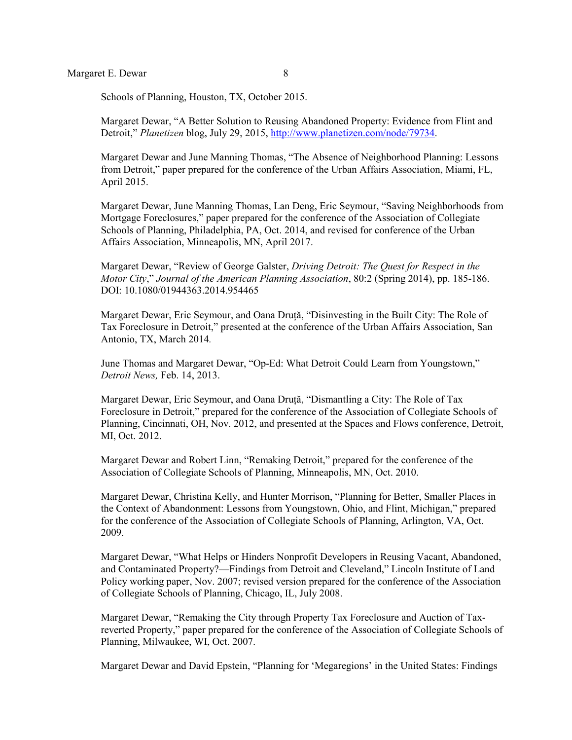Schools of Planning, Houston, TX, October 2015.

Margaret Dewar, "A Better Solution to Reusing Abandoned Property: Evidence from Flint and Detroit," *Planetizen* blog, July 29, 2015, http://www.planetizen.com/node/79734.

Margaret Dewar and June Manning Thomas, "The Absence of Neighborhood Planning: Lessons from Detroit," paper prepared for the conference of the Urban Affairs Association, Miami, FL, April 2015.

Margaret Dewar, June Manning Thomas, Lan Deng, Eric Seymour, "Saving Neighborhoods from Mortgage Foreclosures," paper prepared for the conference of the Association of Collegiate Schools of Planning, Philadelphia, PA, Oct. 2014, and revised for conference of the Urban Affairs Association, Minneapolis, MN, April 2017.

Margaret Dewar, "Review of George Galster, *Driving Detroit: The Quest for Respect in the Motor City*," *Journal of the American Planning Association*, 80:2 (Spring 2014), pp. 185-186. DOI: 10.1080/01944363.2014.954465

Margaret Dewar, Eric Seymour, and Oana Druță, "Disinvesting in the Built City: The Role of Tax Foreclosure in Detroit," presented at the conference of the Urban Affairs Association, San Antonio, TX, March 2014.

June Thomas and Margaret Dewar, "Op-Ed: What Detroit Could Learn from Youngstown," *Detroit News,* Feb. 14, 2013.

Margaret Dewar, Eric Seymour, and Oana Druță, "Dismantling a City: The Role of Tax Foreclosure in Detroit," prepared for the conference of the Association of Collegiate Schools of Planning, Cincinnati, OH, Nov. 2012, and presented at the Spaces and Flows conference, Detroit, MI, Oct. 2012.

Margaret Dewar and Robert Linn, "Remaking Detroit," prepared for the conference of the Association of Collegiate Schools of Planning, Minneapolis, MN, Oct. 2010.

Margaret Dewar, Christina Kelly, and Hunter Morrison, "Planning for Better, Smaller Places in the Context of Abandonment: Lessons from Youngstown, Ohio, and Flint, Michigan," prepared for the conference of the Association of Collegiate Schools of Planning, Arlington, VA, Oct. 2009.

Margaret Dewar, "What Helps or Hinders Nonprofit Developers in Reusing Vacant, Abandoned, and Contaminated Property?—Findings from Detroit and Cleveland," Lincoln Institute of Land Policy working paper, Nov. 2007; revised version prepared for the conference of the Association of Collegiate Schools of Planning, Chicago, IL, July 2008.

Margaret Dewar, "Remaking the City through Property Tax Foreclosure and Auction of Tax-reverted Property," paper prepared for the conference of the Association of Collegiate Schools of Planning, Milwaukee, WI, Oct. 2007.

Margaret Dewar and David Epstein, "Planning for 'Megaregions' in the United States: Findings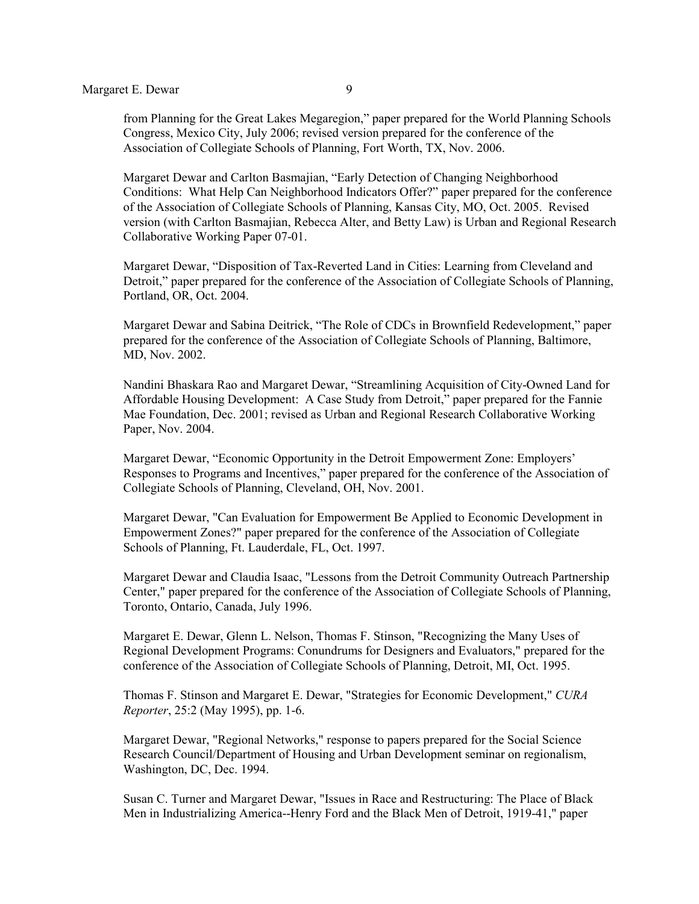from Planning for the Great Lakes Megaregion," paper prepared for the World Planning Schools Congress, Mexico City, July 2006; revised version prepared for the conference of the Association of Collegiate Schools of Planning, Fort Worth, TX, Nov. 2006.

Margaret Dewar and Carlton Basmajian, "Early Detection of Changing Neighborhood Conditions: What Help Can Neighborhood Indicators Offer?" paper prepared for the conference of the Association of Collegiate Schools of Planning, Kansas City, MO, Oct. 2005. Revised version (with Carlton Basmajian, Rebecca Alter, and Betty Law) is Urban and Regional Research Collaborative Working Paper 07-01.

Margaret Dewar, "Disposition of Tax-Reverted Land in Cities: Learning from Cleveland and Detroit," paper prepared for the conference of the Association of Collegiate Schools of Planning, Portland, OR, Oct. 2004.

Margaret Dewar and Sabina Deitrick, "The Role of CDCs in Brownfield Redevelopment," paper prepared for the conference of the Association of Collegiate Schools of Planning, Baltimore, MD, Nov. 2002.

Nandini Bhaskara Rao and Margaret Dewar, "Streamlining Acquisition of City-Owned Land for Affordable Housing Development: A Case Study from Detroit," paper prepared for the Fannie Mae Foundation, Dec. 2001; revised as Urban and Regional Research Collaborative Working Paper, Nov. 2004.

Margaret Dewar, "Economic Opportunity in the Detroit Empowerment Zone: Employers' Responses to Programs and Incentives," paper prepared for the conference of the Association of Collegiate Schools of Planning, Cleveland, OH, Nov. 2001.

Margaret Dewar, "Can Evaluation for Empowerment Be Applied to Economic Development in Empowerment Zones?" paper prepared for the conference of the Association of Collegiate Schools of Planning, Ft. Lauderdale, FL, Oct. 1997.

Margaret Dewar and Claudia Isaac, "Lessons from the Detroit Community Outreach Partnership Center," paper prepared for the conference of the Association of Collegiate Schools of Planning, Toronto, Ontario, Canada, July 1996.

Margaret E. Dewar, Glenn L. Nelson, Thomas F. Stinson, "Recognizing the Many Uses of Regional Development Programs: Conundrums for Designers and Evaluators," prepared for the conference of the Association of Collegiate Schools of Planning, Detroit, MI, Oct. 1995.

Thomas F. Stinson and Margaret E. Dewar, "Strategies for Economic Development," *CURA Reporter*, 25:2 (May 1995), pp. 1-6.

Margaret Dewar, "Regional Networks," response to papers prepared for the Social Science Research Council/Department of Housing and Urban Development seminar on regionalism, Washington, DC, Dec. 1994.

Susan C. Turner and Margaret Dewar, "Issues in Race and Restructuring: The Place of Black Men in Industrializing America--Henry Ford and the Black Men of Detroit, 1919-41," paper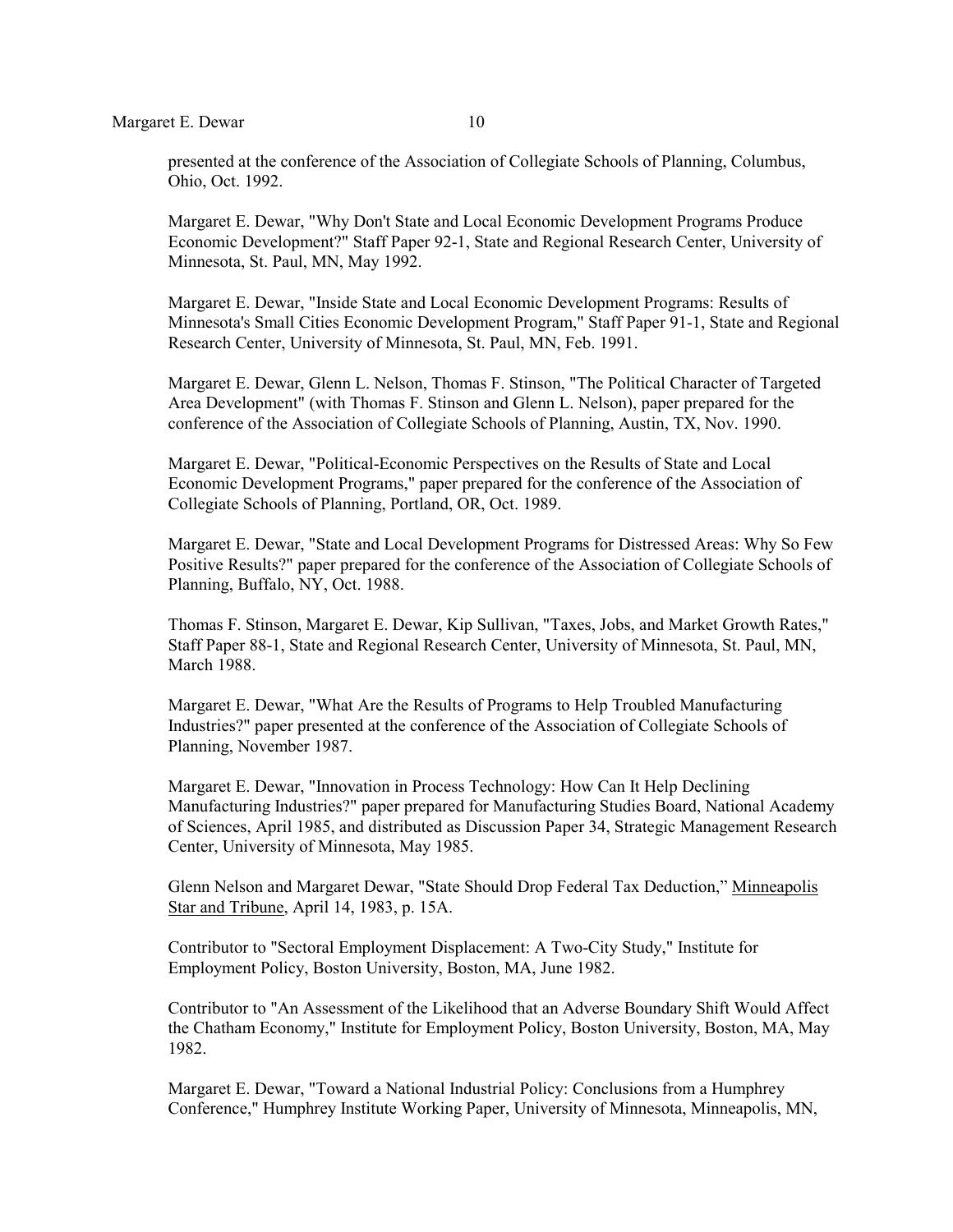presented at the conference of the Association of Collegiate Schools of Planning, Columbus, Ohio, Oct. 1992.

Margaret E. Dewar, "Why Don't State and Local Economic Development Programs Produce Economic Development?" Staff Paper 92-1, State and Regional Research Center, University of Minnesota, St. Paul, MN, May 1992.

Margaret E. Dewar, "Inside State and Local Economic Development Programs: Results of Minnesota's Small Cities Economic Development Program," Staff Paper 91-1, State and Regional Research Center, University of Minnesota, St. Paul, MN, Feb. 1991.

Margaret E. Dewar, Glenn L. Nelson, Thomas F. Stinson, "The Political Character of Targeted Area Development" (with Thomas F. Stinson and Glenn L. Nelson), paper prepared for the conference of the Association of Collegiate Schools of Planning, Austin, TX, Nov. 1990.

Margaret E. Dewar, "Political-Economic Perspectives on the Results of State and Local Economic Development Programs," paper prepared for the conference of the Association of Collegiate Schools of Planning, Portland, OR, Oct. 1989.

Margaret E. Dewar, "State and Local Development Programs for Distressed Areas: Why So Few Positive Results?" paper prepared for the conference of the Association of Collegiate Schools of Planning, Buffalo, NY, Oct. 1988.

Thomas F. Stinson, Margaret E. Dewar, Kip Sullivan, "Taxes, Jobs, and Market Growth Rates," Staff Paper 88-1, State and Regional Research Center, University of Minnesota, St. Paul, MN, March 1988.

Margaret E. Dewar, "What Are the Results of Programs to Help Troubled Manufacturing Industries?" paper presented at the conference of the Association of Collegiate Schools of Planning, November 1987.

Margaret E. Dewar, "Innovation in Process Technology: How Can It Help Declining Manufacturing Industries?" paper prepared for Manufacturing Studies Board, National Academy of Sciences, April 1985, and distributed as Discussion Paper 34, Strategic Management Research Center, University of Minnesota, May 1985.

Glenn Nelson and Margaret Dewar, "State Should Drop Federal Tax Deduction," Minneapolis Star and Tribune, April 14, 1983, p. 15A.

Contributor to "Sectoral Employment Displacement: A Two-City Study," Institute for Employment Policy, Boston University, Boston, MA, June 1982.

Contributor to "An Assessment of the Likelihood that an Adverse Boundary Shift Would Affect the Chatham Economy," Institute for Employment Policy, Boston University, Boston, MA, May 1982.

Margaret E. Dewar, "Toward a National Industrial Policy: Conclusions from a Humphrey Conference," Humphrey Institute Working Paper, University of Minnesota, Minneapolis, MN,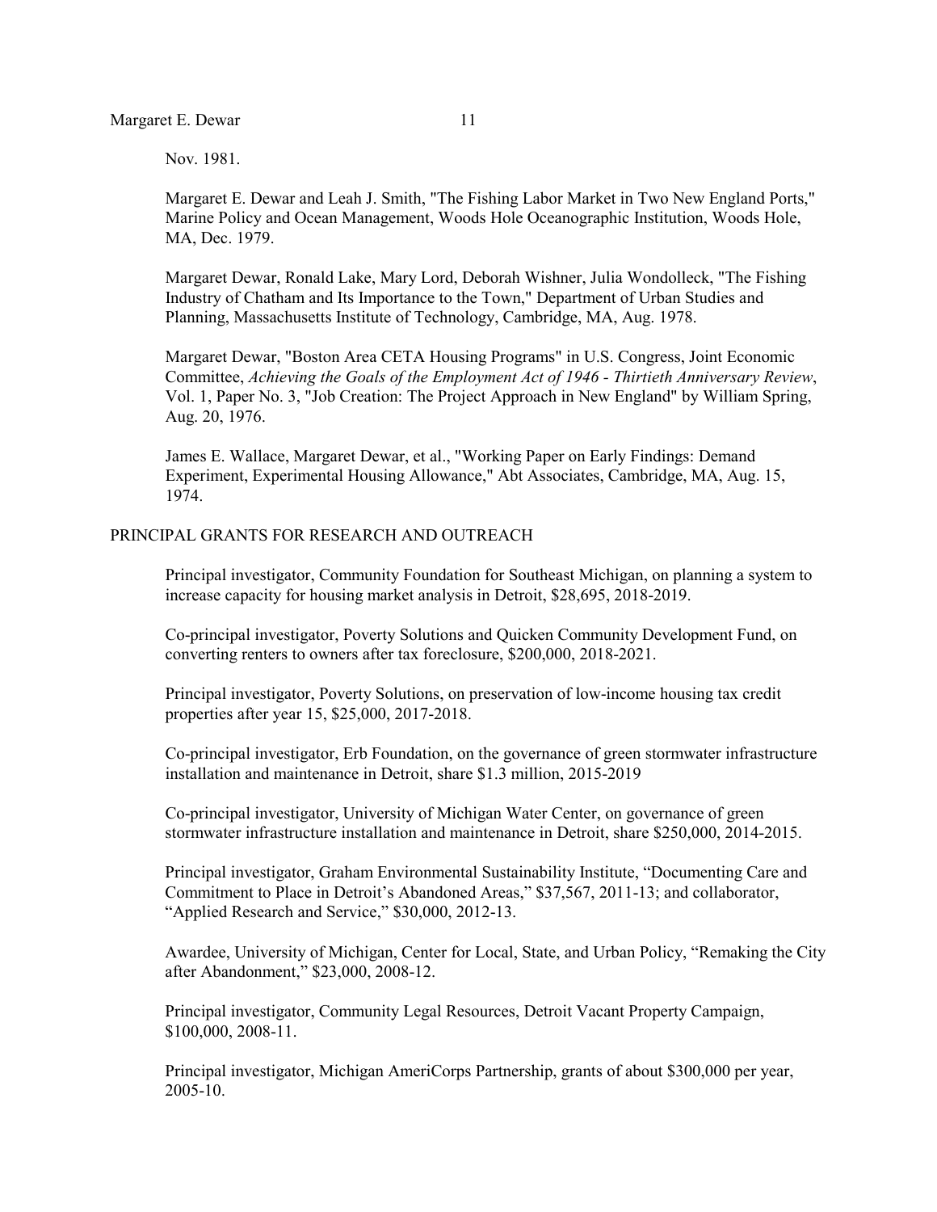Nov. 1981.

Margaret E. Dewar and Leah J. Smith, "The Fishing Labor Market in Two New England Ports," Marine Policy and Ocean Management, Woods Hole Oceanographic Institution, Woods Hole, MA, Dec. 1979.

Margaret Dewar, Ronald Lake, Mary Lord, Deborah Wishner, Julia Wondolleck, "The Fishing Industry of Chatham and Its Importance to the Town," Department of Urban Studies and Planning, Massachusetts Institute of Technology, Cambridge, MA, Aug. 1978.

Margaret Dewar, "Boston Area CETA Housing Programs" in U.S. Congress, Joint Economic Committee, *Achieving the Goals of the Employment Act of 1946 - Thirtieth Anniversary Review*, Vol. 1, Paper No. 3, "Job Creation: The Project Approach in New England" by William Spring, Aug. 20, 1976.

James E. Wallace, Margaret Dewar, et al., "Working Paper on Early Findings: Demand Experiment, Experimental Housing Allowance," Abt Associates, Cambridge, MA, Aug. 15, 1974.

## PRINCIPAL GRANTS FOR RESEARCH AND OUTREACH

Principal investigator, Community Foundation for Southeast Michigan, on planning a system to increase capacity for housing market analysis in Detroit, $28,695, 2018-2019.

Co-principal investigator, Poverty Solutions and Quicken Community Development Fund, on converting renters to owners after tax foreclosure, $200,000, 2018-2021.

Principal investigator, Poverty Solutions, on preservation of low-income housing tax credit properties after year 15, $25,000, 2017-2018.

Co-principal investigator, Erb Foundation, on the governance of green stormwater infrastructure installation and maintenance in Detroit, share $1.3 million, 2015-2019

Co-principal investigator, University of Michigan Water Center, on governance of green stormwater infrastructure installation and maintenance in Detroit, share $250,000, 2014-2015.

Principal investigator, Graham Environmental Sustainability Institute, "Documenting Care and Commitment to Place in Detroit's Abandoned Areas," $37,567, 2011-13; and collaborator, "Applied Research and Service," $30,000, 2012-13.

Awardee, University of Michigan, Center for Local, State, and Urban Policy, "Remaking the City after Abandonment," $23,000, 2008-12.

Principal investigator, Community Legal Resources, Detroit Vacant Property Campaign, $100,000, 2008-11.

Principal investigator, Michigan AmeriCorps Partnership, grants of about $300,000 per year, 2005-10.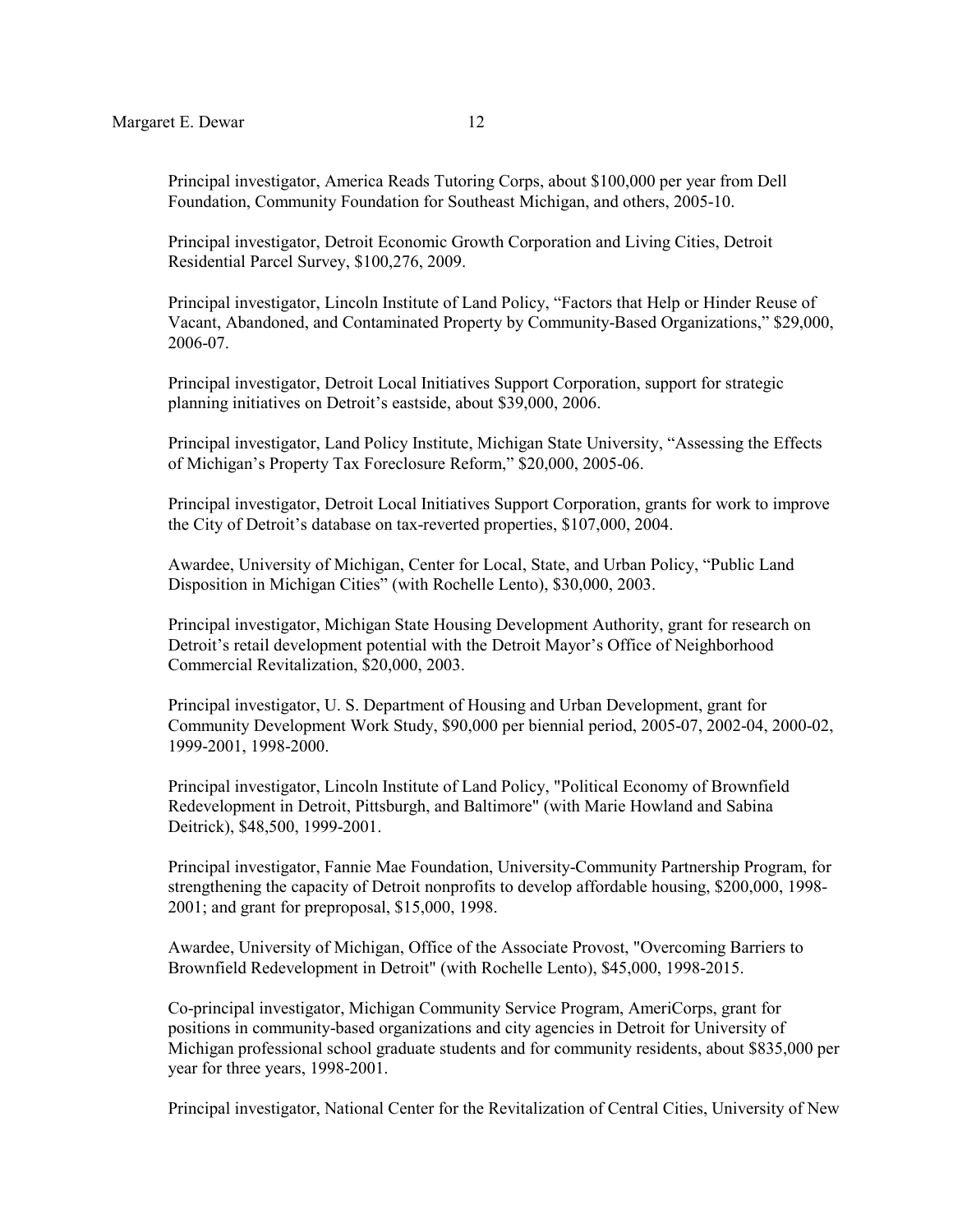Principal investigator, America Reads Tutoring Corps, about $100,000 per year from Dell Foundation, Community Foundation for Southeast Michigan, and others, 2005-10.

Principal investigator, Detroit Economic Growth Corporation and Living Cities, Detroit Residential Parcel Survey, $100,276, 2009.

Principal investigator, Lincoln Institute of Land Policy, "Factors that Help or Hinder Reuse of Vacant, Abandoned, and Contaminated Property by Community-Based Organizations," $29,000, 2006-07.

Principal investigator, Detroit Local Initiatives Support Corporation, support for strategic planning initiatives on Detroit's eastside, about $39,000, 2006.

Principal investigator, Land Policy Institute, Michigan State University, "Assessing the Effects of Michigan's Property Tax Foreclosure Reform," $20,000, 2005-06.

Principal investigator, Detroit Local Initiatives Support Corporation, grants for work to improve the City of Detroit's database on tax-reverted properties, $107,000, 2004.

Awardee, University of Michigan, Center for Local, State, and Urban Policy, "Public Land Disposition in Michigan Cities" (with Rochelle Lento), $30,000, 2003.

Principal investigator, Michigan State Housing Development Authority, grant for research on Detroit's retail development potential with the Detroit Mayor's Office of Neighborhood Commercial Revitalization, $20,000, 2003.

Principal investigator, U. S. Department of Housing and Urban Development, grant for Community Development Work Study, $90,000 per biennial period, 2005-07, 2002-04, 2000-02, 1999-2001, 1998-2000.

Principal investigator, Lincoln Institute of Land Policy, "Political Economy of Brownfield Redevelopment in Detroit, Pittsburgh, and Baltimore" (with Marie Howland and Sabina Deitrick), $48,500, 1999-2001.

Principal investigator, Fannie Mae Foundation, University-Community Partnership Program, for strengthening the capacity of Detroit nonprofits to develop affordable housing, $200,000, 1998-2001; and grant for preproposal, $15,000, 1998.

Awardee, University of Michigan, Office of the Associate Provost, "Overcoming Barriers to Brownfield Redevelopment in Detroit" (with Rochelle Lento), $45,000, 1998-2015.

Co-principal investigator, Michigan Community Service Program, AmeriCorps, grant for positions in community-based organizations and city agencies in Detroit for University of Michigan professional school graduate students and for community residents, about $835,000 per year for three years, 1998-2001.

Principal investigator, National Center for the Revitalization of Central Cities, University of New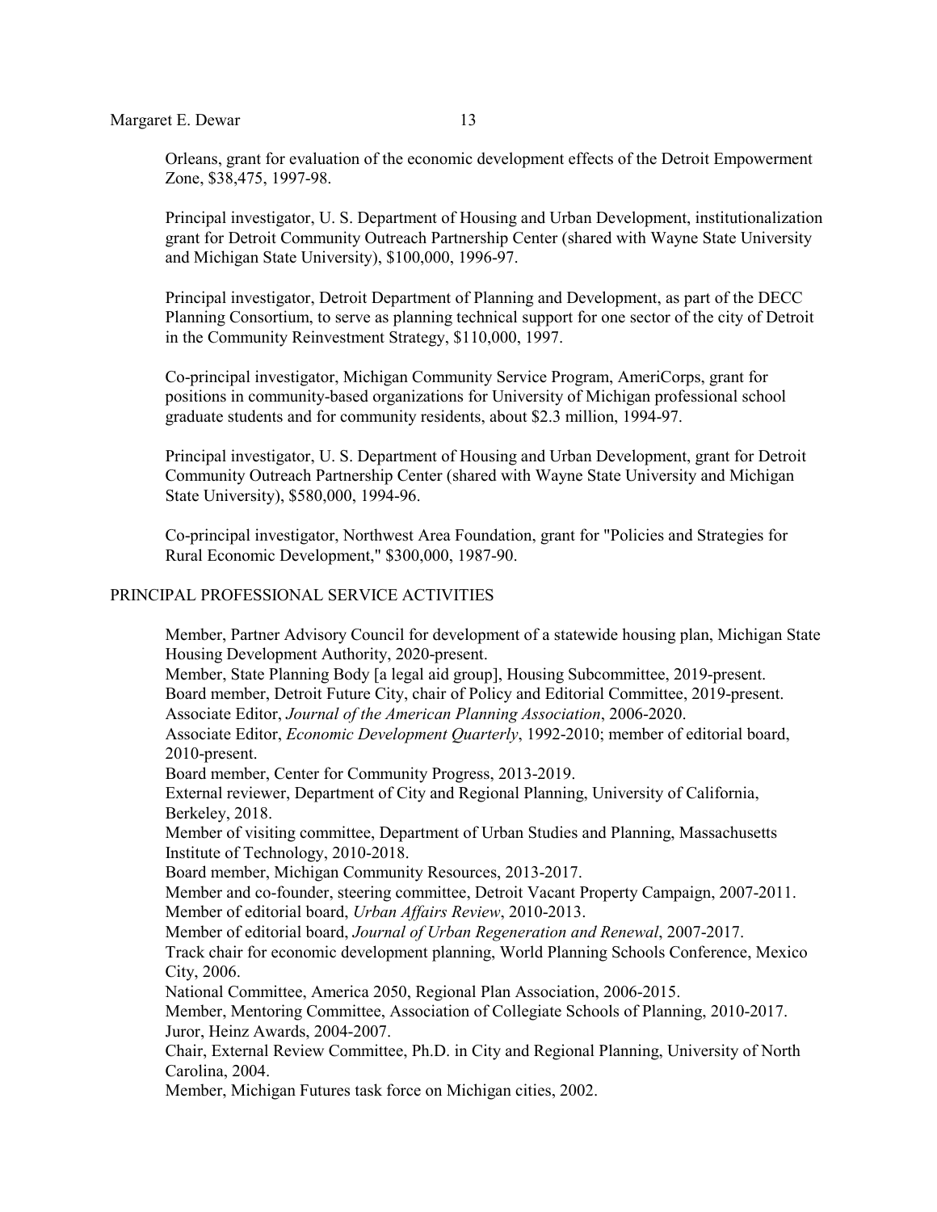Orleans, grant for evaluation of the economic development effects of the Detroit Empowerment Zone, $38,475, 1997-98.

Principal investigator, U. S. Department of Housing and Urban Development, institutionalization grant for Detroit Community Outreach Partnership Center (shared with Wayne State University and Michigan State University), $100,000, 1996-97.

Principal investigator, Detroit Department of Planning and Development, as part of the DECC Planning Consortium, to serve as planning technical support for one sector of the city of Detroit in the Community Reinvestment Strategy, $110,000, 1997.

Co-principal investigator, Michigan Community Service Program, AmeriCorps, grant for positions in community-based organizations for University of Michigan professional school graduate students and for community residents, about $2.3 million, 1994-97.

Principal investigator, U. S. Department of Housing and Urban Development, grant for Detroit Community Outreach Partnership Center (shared with Wayne State University and Michigan State University), $580,000, 1994-96.

Co-principal investigator, Northwest Area Foundation, grant for "Policies and Strategies for Rural Economic Development," $300,000, 1987-90.

## PRINCIPAL PROFESSIONAL SERVICE ACTIVITIES

Member, Partner Advisory Council for development of a statewide housing plan, Michigan State Housing Development Authority, 2020-present.
Member, State Planning Body [a legal aid group], Housing Subcommittee, 2019-present.
Board member, Detroit Future City, chair of Policy and Editorial Committee, 2019-present.
Associate Editor, *Journal of the American Planning Association*, 2006-2020.
Associate Editor, *Economic Development Quarterly*, 1992-2010; member of editorial board, 2010-present.
Board member, Center for Community Progress, 2013-2019.
External reviewer, Department of City and Regional Planning, University of California, Berkeley, 2018.
Member of visiting committee, Department of Urban Studies and Planning, Massachusetts Institute of Technology, 2010-2018.
Board member, Michigan Community Resources, 2013-2017.
Member and co-founder, steering committee, Detroit Vacant Property Campaign, 2007-2011.
Member of editorial board, *Urban Affairs Review*, 2010-2013.
Member of editorial board, *Journal of Urban Regeneration and Renewal*, 2007-2017.
Track chair for economic development planning, World Planning Schools Conference, Mexico City, 2006.
National Committee, America 2050, Regional Plan Association, 2006-2015.
Member, Mentoring Committee, Association of Collegiate Schools of Planning, 2010-2017.
Juror, Heinz Awards, 2004-2007.
Chair, External Review Committee, Ph.D. in City and Regional Planning, University of North Carolina, 2004.
Member, Michigan Futures task force on Michigan cities, 2002.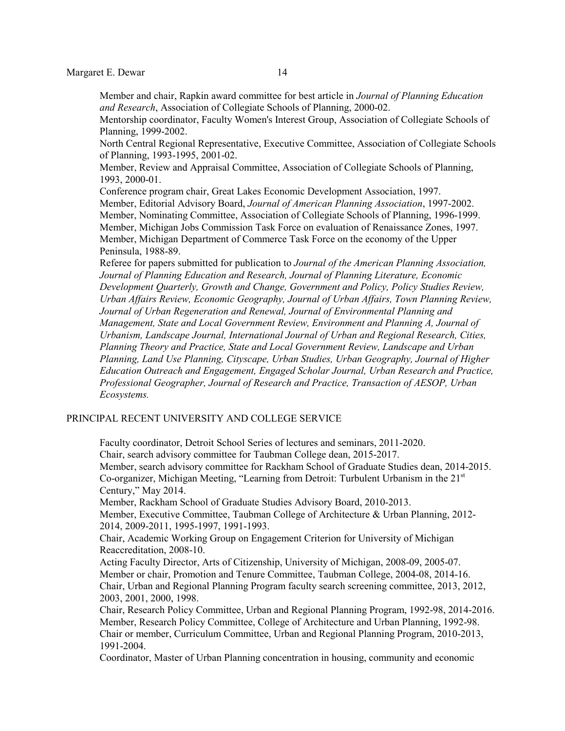Member and chair, Rapkin award committee for best article in *Journal of Planning Education and Research*, Association of Collegiate Schools of Planning, 2000-02.

Mentorship coordinator, Faculty Women's Interest Group, Association of Collegiate Schools of Planning, 1999-2002.

North Central Regional Representative, Executive Committee, Association of Collegiate Schools of Planning, 1993-1995, 2001-02.

Member, Review and Appraisal Committee, Association of Collegiate Schools of Planning, 1993, 2000-01.

Conference program chair, Great Lakes Economic Development Association, 1997.

Member, Editorial Advisory Board, *Journal of American Planning Association*, 1997-2002.

Member, Nominating Committee, Association of Collegiate Schools of Planning, 1996-1999.

Member, Michigan Jobs Commission Task Force on evaluation of Renaissance Zones, 1997.

Member, Michigan Department of Commerce Task Force on the economy of the Upper Peninsula, 1988-89.

Referee for papers submitted for publication to *Journal of the American Planning Association, Journal of Planning Education and Research, Journal of Planning Literature, Economic Development Quarterly, Growth and Change, Government and Policy, Policy Studies Review, Urban Affairs Review, Economic Geography, Journal of Urban Affairs, Town Planning Review, Journal of Urban Regeneration and Renewal, Journal of Environmental Planning and Management, State and Local Government Review, Environment and Planning A, Journal of Urbanism, Landscape Journal, International Journal of Urban and Regional Research, Cities, Planning Theory and Practice, State and Local Government Review, Landscape and Urban Planning, Land Use Planning, Cityscape, Urban Studies, Urban Geography, Journal of Higher Education Outreach and Engagement, Engaged Scholar Journal, Urban Research and Practice, Professional Geographer, Journal of Research and Practice, Transaction of AESOP, Urban Ecosystems.*

## PRINCIPAL RECENT UNIVERSITY AND COLLEGE SERVICE

Faculty coordinator, Detroit School Series of lectures and seminars, 2011-2020.

Chair, search advisory committee for Taubman College dean, 2015-2017.

Member, search advisory committee for Rackham School of Graduate Studies dean, 2014-2015.

Co-organizer, Michigan Meeting, "Learning from Detroit: Turbulent Urbanism in the 21st Century," May 2014.

Member, Rackham School of Graduate Studies Advisory Board, 2010-2013.

Member, Executive Committee, Taubman College of Architecture & Urban Planning, 2012-2014, 2009-2011, 1995-1997, 1991-1993.

Chair, Academic Working Group on Engagement Criterion for University of Michigan Reaccreditation, 2008-10.

Acting Faculty Director, Arts of Citizenship, University of Michigan, 2008-09, 2005-07.

Member or chair, Promotion and Tenure Committee, Taubman College, 2004-08, 2014-16.

Chair, Urban and Regional Planning Program faculty search screening committee, 2013, 2012, 2003, 2001, 2000, 1998.

Chair, Research Policy Committee, Urban and Regional Planning Program, 1992-98, 2014-2016.

Member, Research Policy Committee, College of Architecture and Urban Planning, 1992-98.

Chair or member, Curriculum Committee, Urban and Regional Planning Program, 2010-2013, 1991-2004.

Coordinator, Master of Urban Planning concentration in housing, community and economic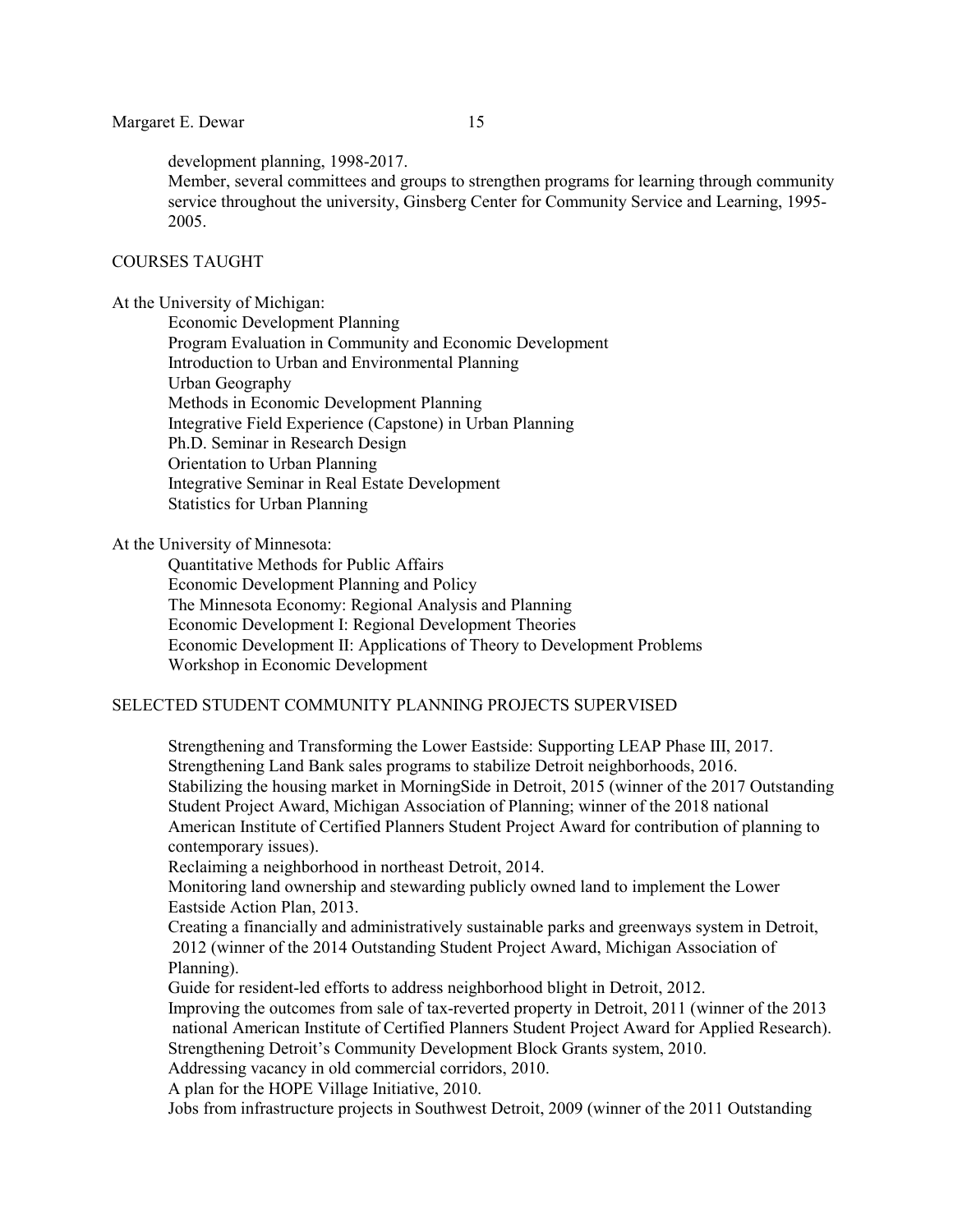development planning, 1998-2017.

Member, several committees and groups to strengthen programs for learning through community service throughout the university, Ginsberg Center for Community Service and Learning, 1995-2005.

## COURSES TAUGHT

At the University of Michigan:

- Economic Development Planning
- Program Evaluation in Community and Economic Development
- Introduction to Urban and Environmental Planning
- Urban Geography
- Methods in Economic Development Planning
- Integrative Field Experience (Capstone) in Urban Planning
- Ph.D. Seminar in Research Design
- Orientation to Urban Planning
- Integrative Seminar in Real Estate Development
- Statistics for Urban Planning

At the University of Minnesota:

- Quantitative Methods for Public Affairs
- Economic Development Planning and Policy
- The Minnesota Economy: Regional Analysis and Planning
- Economic Development I: Regional Development Theories
- Economic Development II: Applications of Theory to Development Problems
- Workshop in Economic Development

## SELECTED STUDENT COMMUNITY PLANNING PROJECTS SUPERVISED

Strengthening and Transforming the Lower Eastside: Supporting LEAP Phase III, 2017.

Strengthening Land Bank sales programs to stabilize Detroit neighborhoods, 2016.

Stabilizing the housing market in MorningSide in Detroit, 2015 (winner of the 2017 Outstanding Student Project Award, Michigan Association of Planning; winner of the 2018 national American Institute of Certified Planners Student Project Award for contribution of planning to contemporary issues).

Reclaiming a neighborhood in northeast Detroit, 2014.

Monitoring land ownership and stewarding publicly owned land to implement the Lower Eastside Action Plan, 2013.

Creating a financially and administratively sustainable parks and greenways system in Detroit, 2012 (winner of the 2014 Outstanding Student Project Award, Michigan Association of Planning).

Guide for resident-led efforts to address neighborhood blight in Detroit, 2012.

Improving the outcomes from sale of tax-reverted property in Detroit, 2011 (winner of the 2013 national American Institute of Certified Planners Student Project Award for Applied Research).

Strengthening Detroit's Community Development Block Grants system, 2010.

Addressing vacancy in old commercial corridors, 2010.

A plan for the HOPE Village Initiative, 2010.

Jobs from infrastructure projects in Southwest Detroit, 2009 (winner of the 2011 Outstanding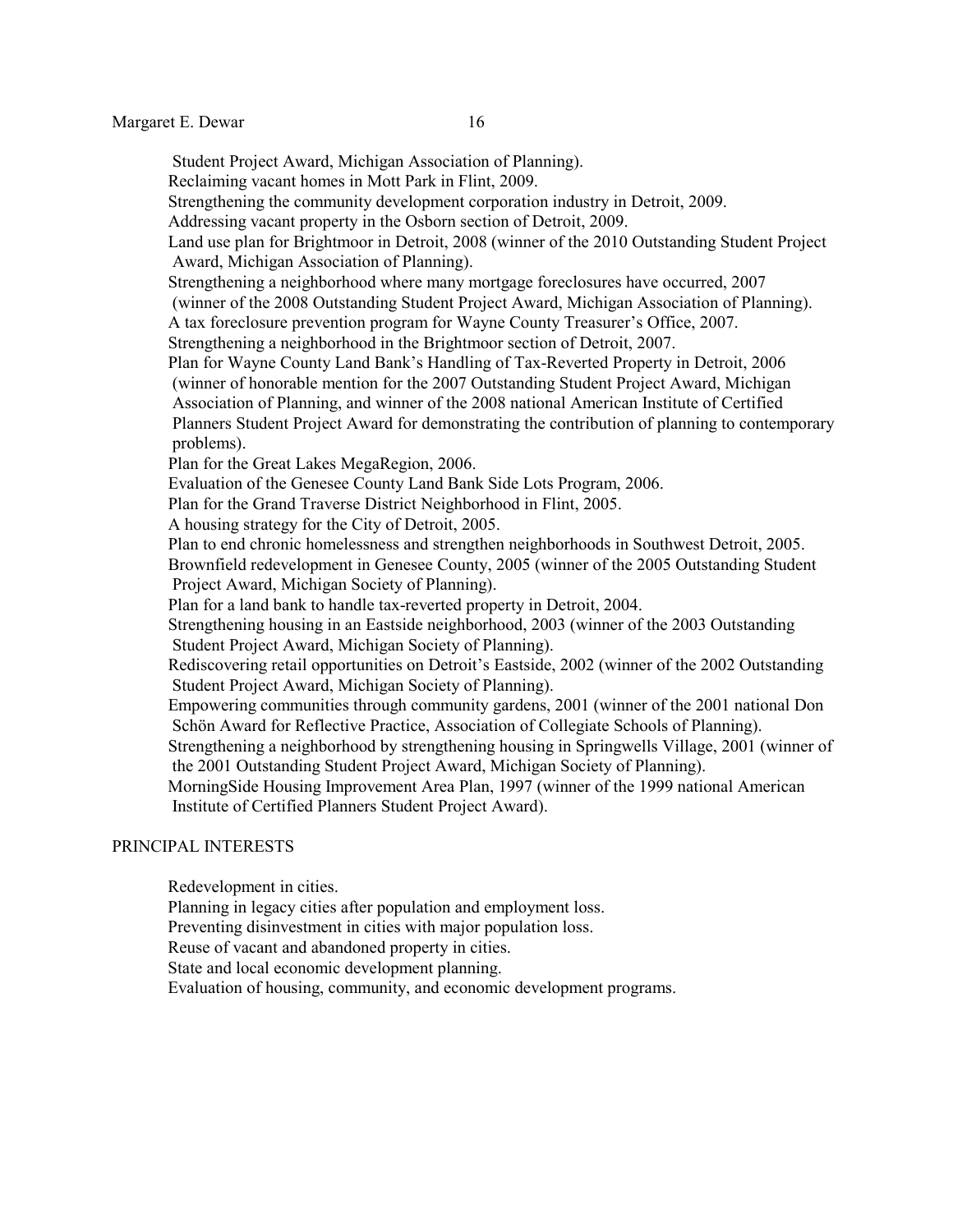Student Project Award, Michigan Association of Planning).

Reclaiming vacant homes in Mott Park in Flint, 2009.

Strengthening the community development corporation industry in Detroit, 2009.

Addressing vacant property in the Osborn section of Detroit, 2009.

Land use plan for Brightmoor in Detroit, 2008 (winner of the 2010 Outstanding Student Project Award, Michigan Association of Planning).

Strengthening a neighborhood where many mortgage foreclosures have occurred, 2007 (winner of the 2008 Outstanding Student Project Award, Michigan Association of Planning).

A tax foreclosure prevention program for Wayne County Treasurer's Office, 2007.

Strengthening a neighborhood in the Brightmoor section of Detroit, 2007.

Plan for Wayne County Land Bank's Handling of Tax-Reverted Property in Detroit, 2006 (winner of honorable mention for the 2007 Outstanding Student Project Award, Michigan Association of Planning, and winner of the 2008 national American Institute of Certified Planners Student Project Award for demonstrating the contribution of planning to contemporary problems).

Plan for the Great Lakes MegaRegion, 2006.

Evaluation of the Genesee County Land Bank Side Lots Program, 2006.

Plan for the Grand Traverse District Neighborhood in Flint, 2005.

A housing strategy for the City of Detroit, 2005.

Plan to end chronic homelessness and strengthen neighborhoods in Southwest Detroit, 2005.

Brownfield redevelopment in Genesee County, 2005 (winner of the 2005 Outstanding Student Project Award, Michigan Society of Planning).

Plan for a land bank to handle tax-reverted property in Detroit, 2004.

Strengthening housing in an Eastside neighborhood, 2003 (winner of the 2003 Outstanding Student Project Award, Michigan Society of Planning).

Rediscovering retail opportunities on Detroit's Eastside, 2002 (winner of the 2002 Outstanding Student Project Award, Michigan Society of Planning).

Empowering communities through community gardens, 2001 (winner of the 2001 national Don Schön Award for Reflective Practice, Association of Collegiate Schools of Planning).

Strengthening a neighborhood by strengthening housing in Springwells Village, 2001 (winner of the 2001 Outstanding Student Project Award, Michigan Society of Planning).

MorningSide Housing Improvement Area Plan, 1997 (winner of the 1999 national American Institute of Certified Planners Student Project Award).

## PRINCIPAL INTERESTS

Redevelopment in cities.

Planning in legacy cities after population and employment loss.

Preventing disinvestment in cities with major population loss.

Reuse of vacant and abandoned property in cities.

State and local economic development planning.

Evaluation of housing, community, and economic development programs.